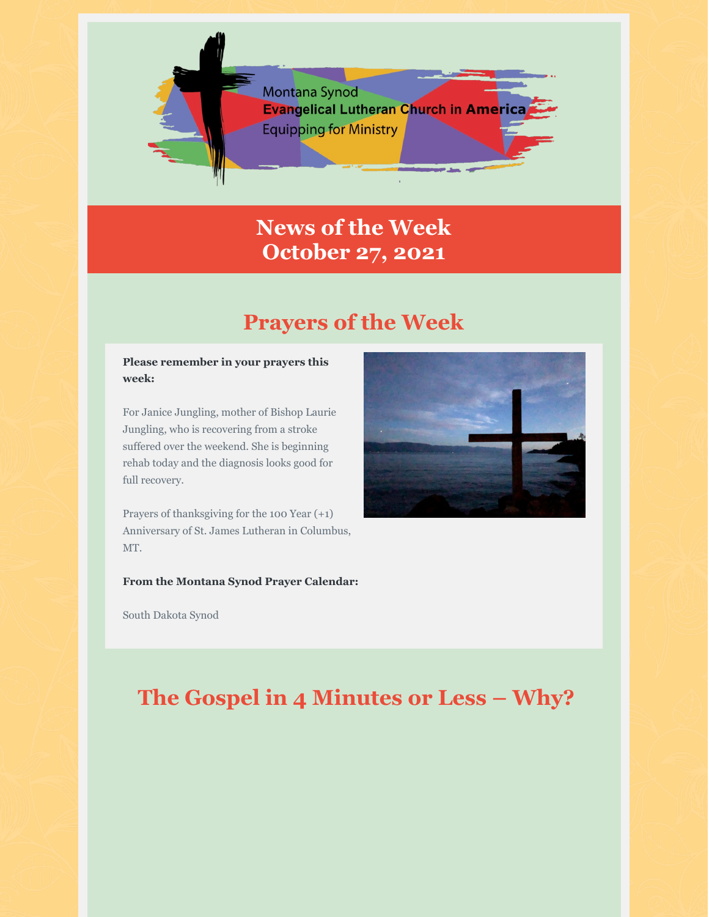Montana Synod
**Evangelical Lutheran Church in America**
Equipping for Ministry

# News of the Week
# October 27, 2021

## Prayers of the Week

**Please remember in your prayers this week:**

For Janice Jungling, mother of Bishop Laurie Jungling, who is recovering from a stroke suffered over the weekend. She is beginning rehab today and the diagnosis looks good for full recovery.

Prayers of thanksgiving for the 100 Year (+1) Anniversary of St. James Lutheran in Columbus, MT.

**From the Montana Synod Prayer Calendar:**

South Dakota Synod

## The Gospel in 4 Minutes or Less – Why?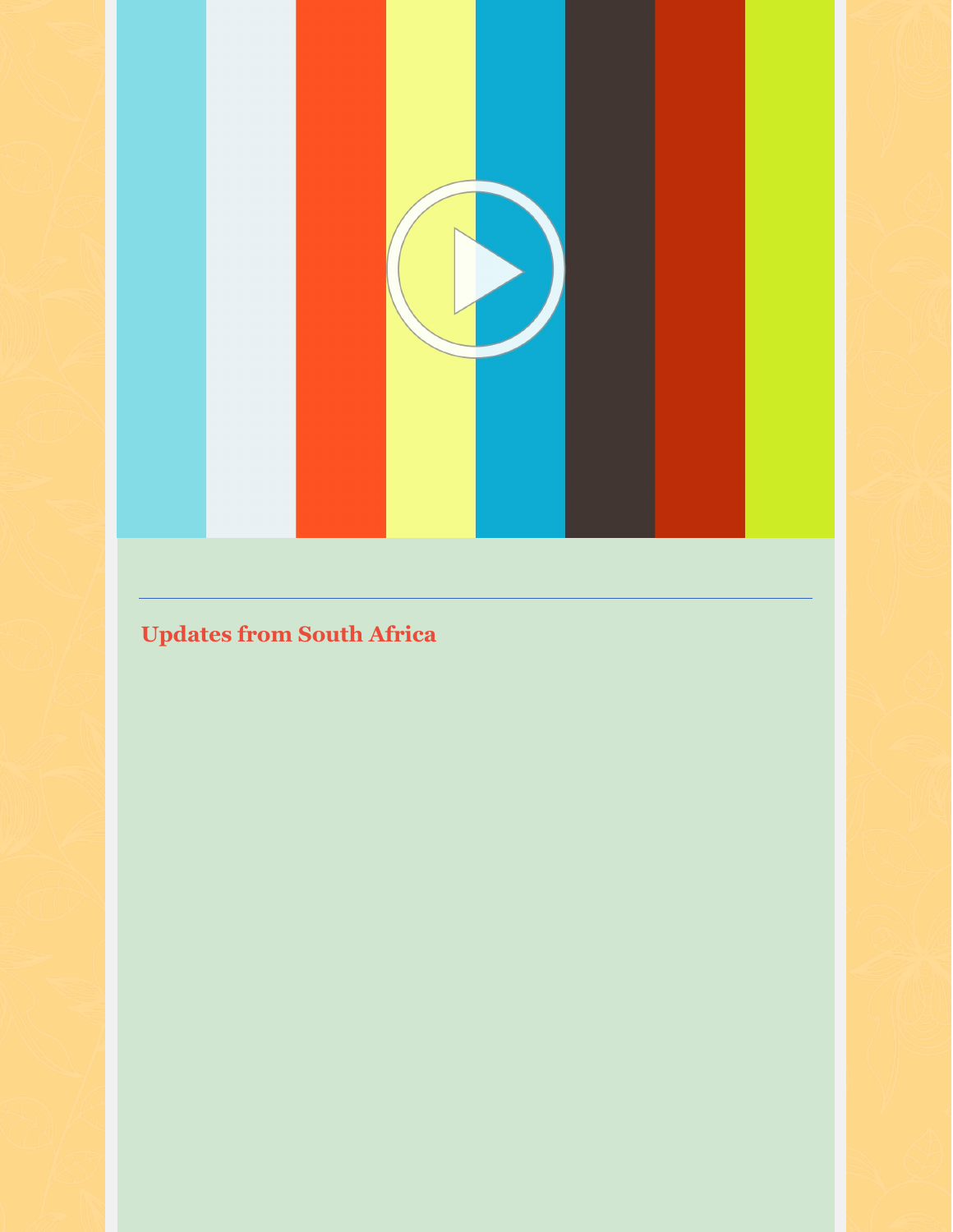## Updates from South Africa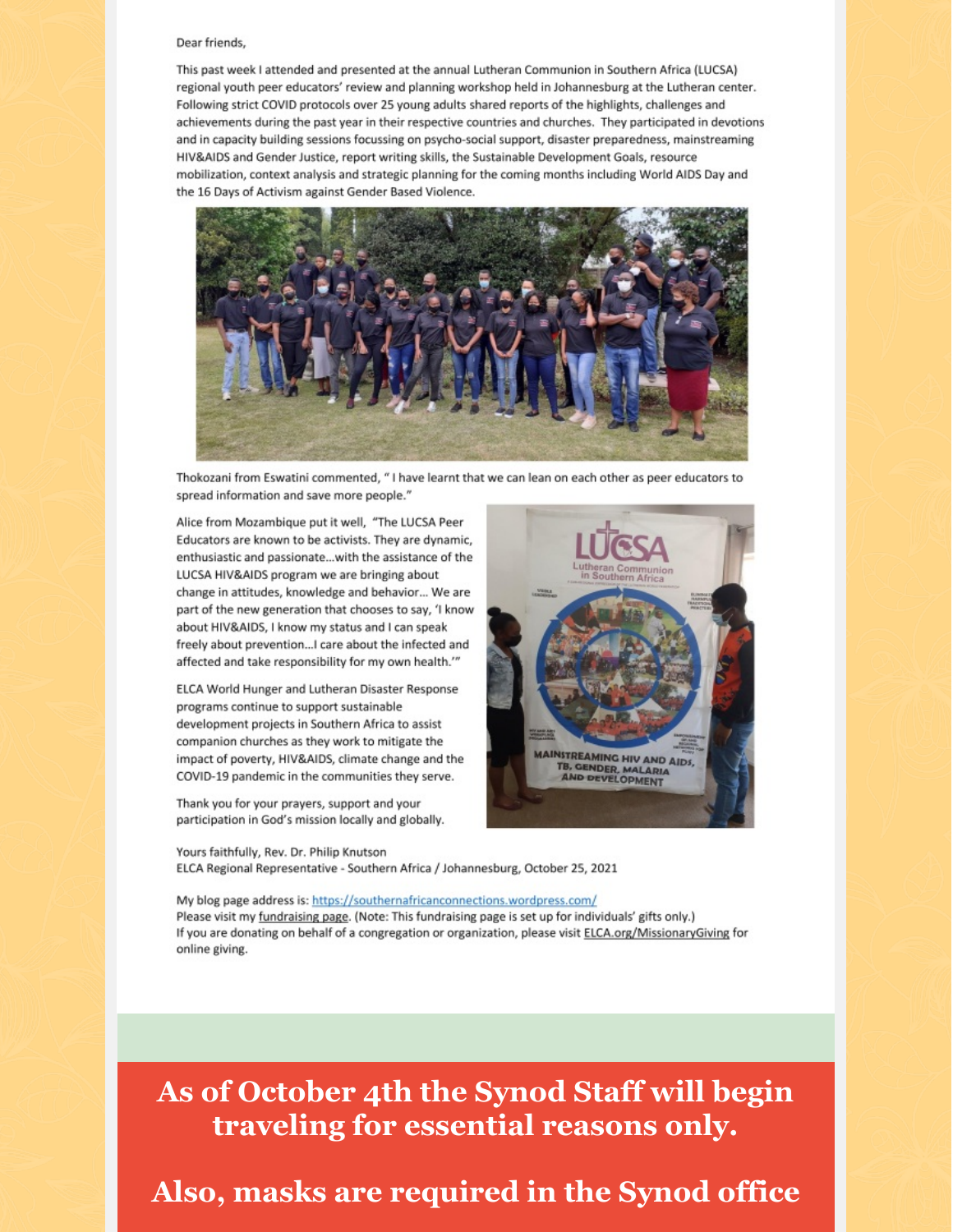Dear friends,

This past week I attended and presented at the annual Lutheran Communion in Southern Africa (LUCSA) regional youth peer educators' review and planning workshop held in Johannesburg at the Lutheran center. Following strict COVID protocols over 25 young adults shared reports of the highlights, challenges and achievements during the past year in their respective countries and churches. They participated in devotions and in capacity building sessions focussing on psycho-social support, disaster preparedness, mainstreaming HIV&AIDS and Gender Justice, report writing skills, the Sustainable Development Goals, resource mobilization, context analysis and strategic planning for the coming months including World AIDS Day and the 16 Days of Activism against Gender Based Violence.

Thokozani from Eswatini commented, " I have learnt that we can lean on each other as peer educators to spread information and save more people."

Alice from Mozambique put it well, "The LUCSA Peer Educators are known to be activists. They are dynamic, enthusiastic and passionate…with the assistance of the LUCSA HIV&AIDS program we are bringing about change in attitudes, knowledge and behavior… We are part of the new generation that chooses to say, 'I know about HIV&AIDS, I know my status and I can speak freely about prevention…I care about the infected and affected and take responsibility for my own health.'"

ELCA World Hunger and Lutheran Disaster Response programs continue to support sustainable development projects in Southern Africa to assist companion churches as they work to mitigate the impact of poverty, HIV&AIDS, climate change and the COVID-19 pandemic in the communities they serve.

Thank you for your prayers, support and your participation in God's mission locally and globally.

Yours faithfully, Rev. Dr. Philip Knutson
ELCA Regional Representative - Southern Africa / Johannesburg, October 25, 2021

My blog page address is: https://southernafricanconnections.wordpress.com/
Please visit my fundraising page. (Note: This fundraising page is set up for individuals' gifts only.)
If you are donating on behalf of a congregation or organization, please visit ELCA.org/MissionaryGiving for online giving.

**As of October 4th the Synod Staff will begin traveling for essential reasons only.**

**Also, masks are required in the Synod office**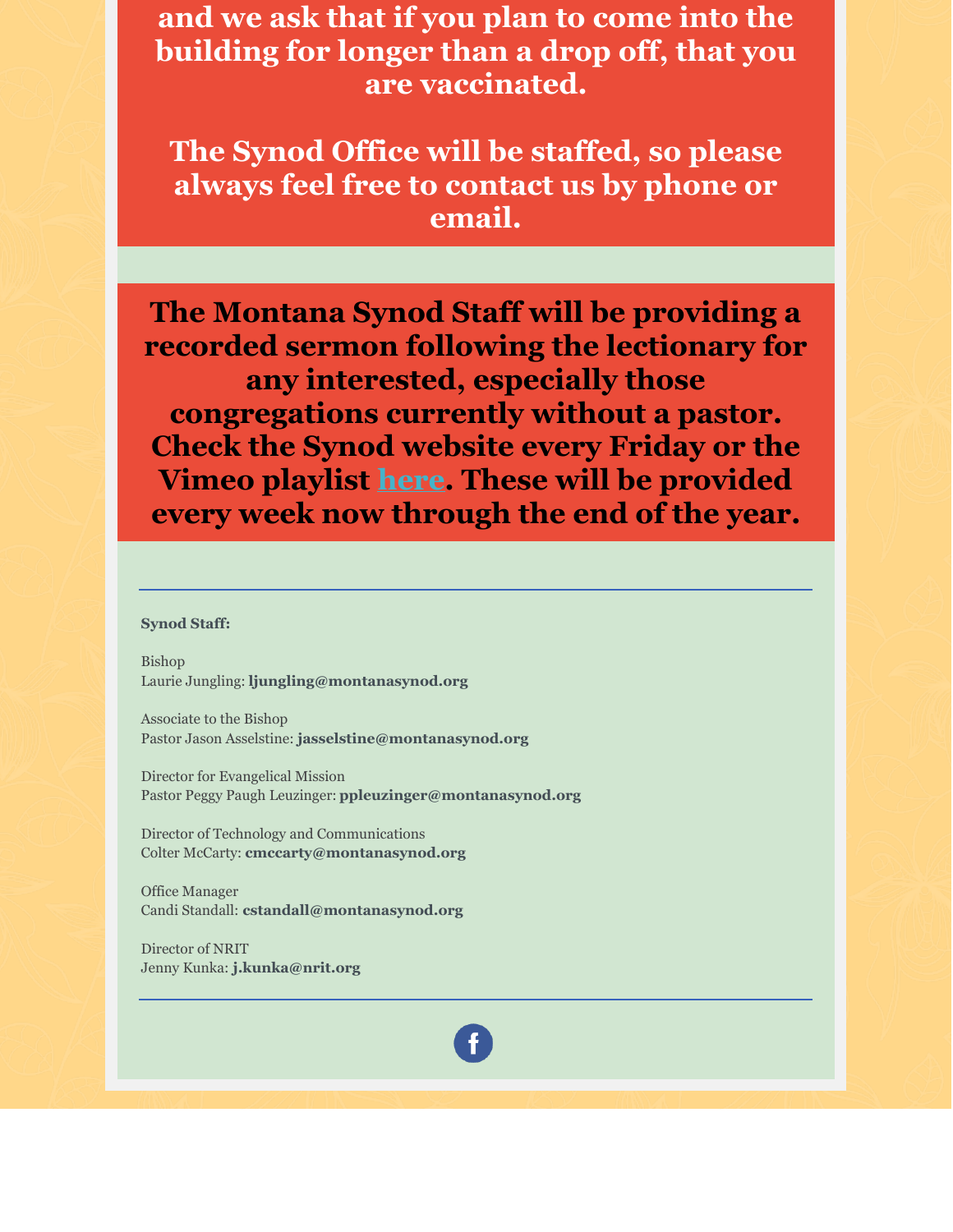**and we ask that if you plan to come into the building for longer than a drop off, that you are vaccinated.**

**The Synod Office will be staffed, so please always feel free to contact us by phone or email.**

**The Montana Synod Staff will be providing a recorded sermon following the lectionary for any interested, especially those congregations currently without a pastor. Check the Synod website every Friday or the Vimeo playlist here. These will be provided every week now through the end of the year.**

---

**Synod Staff:**

Bishop
Laurie Jungling: **ljungling@montanasynod.org**

Associate to the Bishop
Pastor Jason Asselstine: **jasselstine@montanasynod.org**

Director for Evangelical Mission
Pastor Peggy Paugh Leuzinger: **ppleuzinger@montanasynod.org**

Director of Technology and Communications
Colter McCarty: **cmccarty@montanasynod.org**

Office Manager
Candi Standall: **cstandall@montanasynod.org**

Director of NRIT
Jenny Kunka: **j.kunka@nrit.org**

---